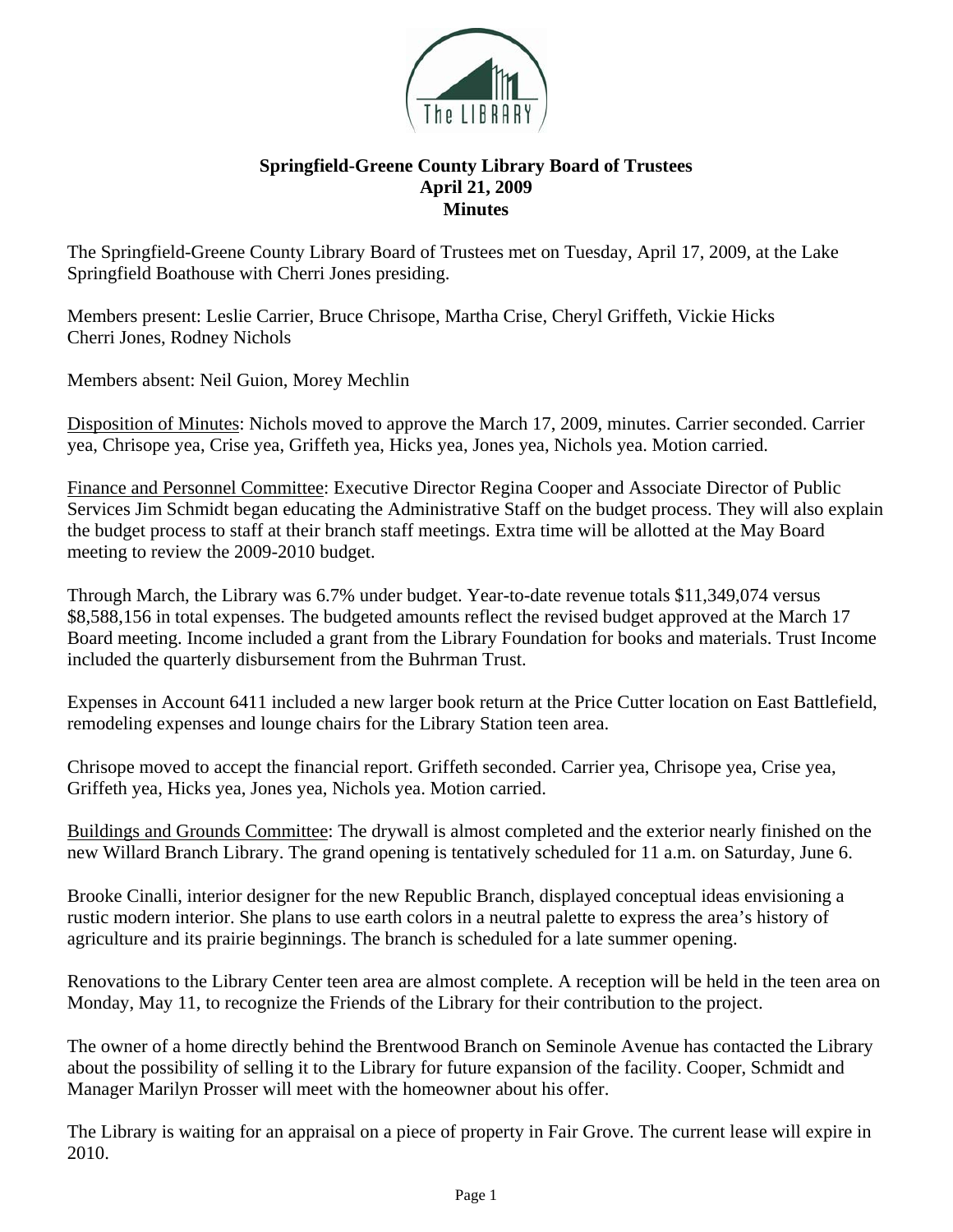**Springfield-Greene County Library Board of Trustees**
**April 21, 2009**
**Minutes**

The Springfield-Greene County Library Board of Trustees met on Tuesday, April 17, 2009, at the Lake Springfield Boathouse with Cherri Jones presiding.

Members present: Leslie Carrier, Bruce Chrisope, Martha Crise, Cheryl Griffeth, Vickie Hicks Cherri Jones, Rodney Nichols

Members absent: Neil Guion, Morey Mechlin

Disposition of Minutes: Nichols moved to approve the March 17, 2009, minutes. Carrier seconded. Carrier yea, Chrisope yea, Crise yea, Griffeth yea, Hicks yea, Jones yea, Nichols yea. Motion carried.

Finance and Personnel Committee: Executive Director Regina Cooper and Associate Director of Public Services Jim Schmidt began educating the Administrative Staff on the budget process. They will also explain the budget process to staff at their branch staff meetings. Extra time will be allotted at the May Board meeting to review the 2009-2010 budget.

Through March, the Library was 6.7% under budget. Year-to-date revenue totals $11,349,074 versus $8,588,156 in total expenses. The budgeted amounts reflect the revised budget approved at the March 17 Board meeting. Income included a grant from the Library Foundation for books and materials. Trust Income included the quarterly disbursement from the Buhrman Trust.

Expenses in Account 6411 included a new larger book return at the Price Cutter location on East Battlefield, remodeling expenses and lounge chairs for the Library Station teen area.

Chrisope moved to accept the financial report. Griffeth seconded. Carrier yea, Chrisope yea, Crise yea, Griffeth yea, Hicks yea, Jones yea, Nichols yea. Motion carried.

Buildings and Grounds Committee: The drywall is almost completed and the exterior nearly finished on the new Willard Branch Library. The grand opening is tentatively scheduled for 11 a.m. on Saturday, June 6.

Brooke Cinalli, interior designer for the new Republic Branch, displayed conceptual ideas envisioning a rustic modern interior. She plans to use earth colors in a neutral palette to express the area's history of agriculture and its prairie beginnings. The branch is scheduled for a late summer opening.

Renovations to the Library Center teen area are almost complete. A reception will be held in the teen area on Monday, May 11, to recognize the Friends of the Library for their contribution to the project.

The owner of a home directly behind the Brentwood Branch on Seminole Avenue has contacted the Library about the possibility of selling it to the Library for future expansion of the facility. Cooper, Schmidt and Manager Marilyn Prosser will meet with the homeowner about his offer.

The Library is waiting for an appraisal on a piece of property in Fair Grove. The current lease will expire in 2010.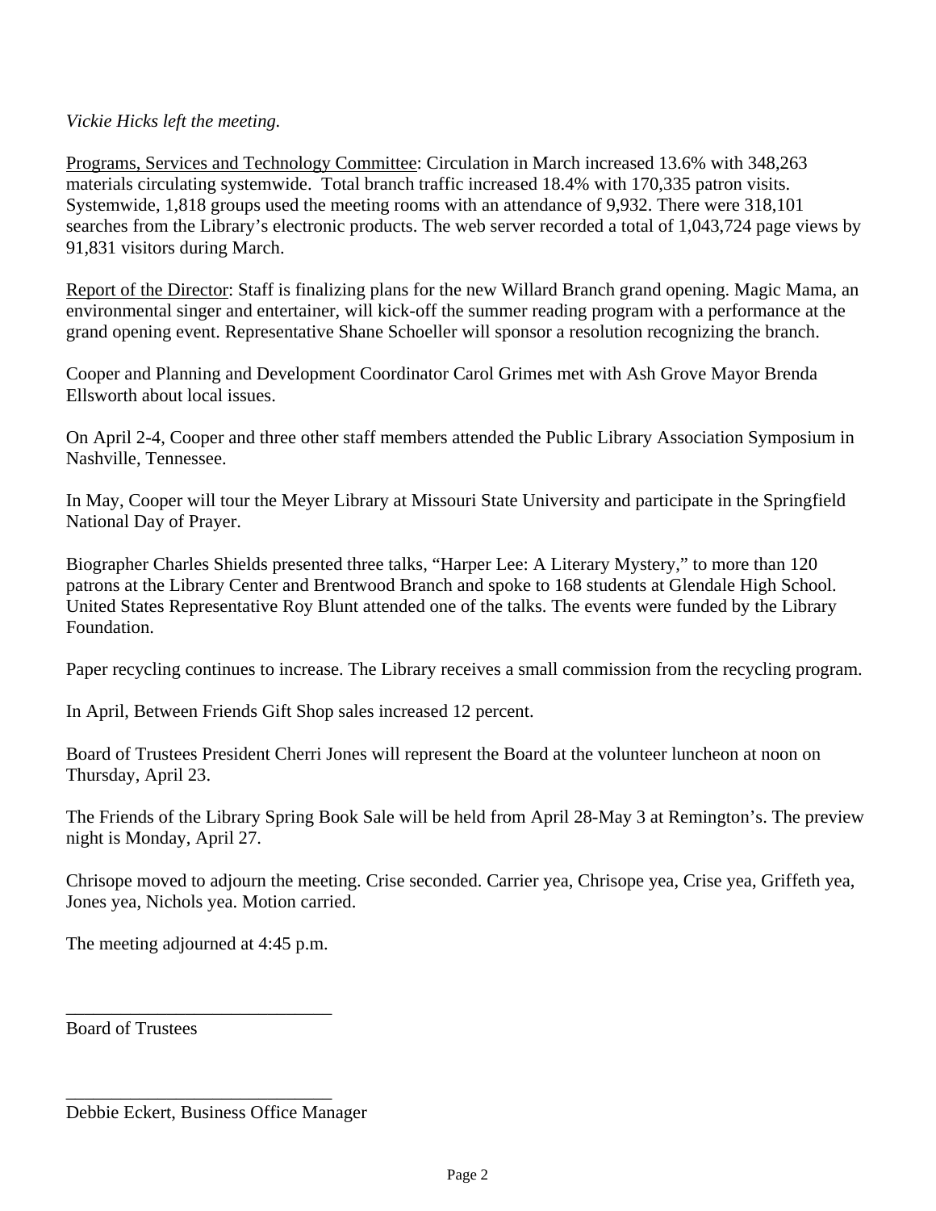*Vickie Hicks left the meeting.*

Programs, Services and Technology Committee: Circulation in March increased 13.6% with 348,263 materials circulating systemwide. Total branch traffic increased 18.4% with 170,335 patron visits. Systemwide, 1,818 groups used the meeting rooms with an attendance of 9,932. There were 318,101 searches from the Library's electronic products. The web server recorded a total of 1,043,724 page views by 91,831 visitors during March.

Report of the Director: Staff is finalizing plans for the new Willard Branch grand opening. Magic Mama, an environmental singer and entertainer, will kick-off the summer reading program with a performance at the grand opening event. Representative Shane Schoeller will sponsor a resolution recognizing the branch.

Cooper and Planning and Development Coordinator Carol Grimes met with Ash Grove Mayor Brenda Ellsworth about local issues.

On April 2-4, Cooper and three other staff members attended the Public Library Association Symposium in Nashville, Tennessee.

In May, Cooper will tour the Meyer Library at Missouri State University and participate in the Springfield National Day of Prayer.

Biographer Charles Shields presented three talks, "Harper Lee: A Literary Mystery," to more than 120 patrons at the Library Center and Brentwood Branch and spoke to 168 students at Glendale High School. United States Representative Roy Blunt attended one of the talks. The events were funded by the Library Foundation.

Paper recycling continues to increase. The Library receives a small commission from the recycling program.

In April, Between Friends Gift Shop sales increased 12 percent.

Board of Trustees President Cherri Jones will represent the Board at the volunteer luncheon at noon on Thursday, April 23.

The Friends of the Library Spring Book Sale will be held from April 28-May 3 at Remington's. The preview night is Monday, April 27.

Chrisope moved to adjourn the meeting. Crise seconded. Carrier yea, Chrisope yea, Crise yea, Griffeth yea, Jones yea, Nichols yea. Motion carried.

The meeting adjourned at 4:45 p.m.

\_\_\_\_\_\_\_\_\_\_\_\_\_\_\_\_\_\_\_\_\_\_\_\_\_\_\_\_\_\_
Board of Trustees

\_\_\_\_\_\_\_\_\_\_\_\_\_\_\_\_\_\_\_\_\_\_\_\_\_\_\_\_\_\_
Debbie Eckert, Business Office Manager